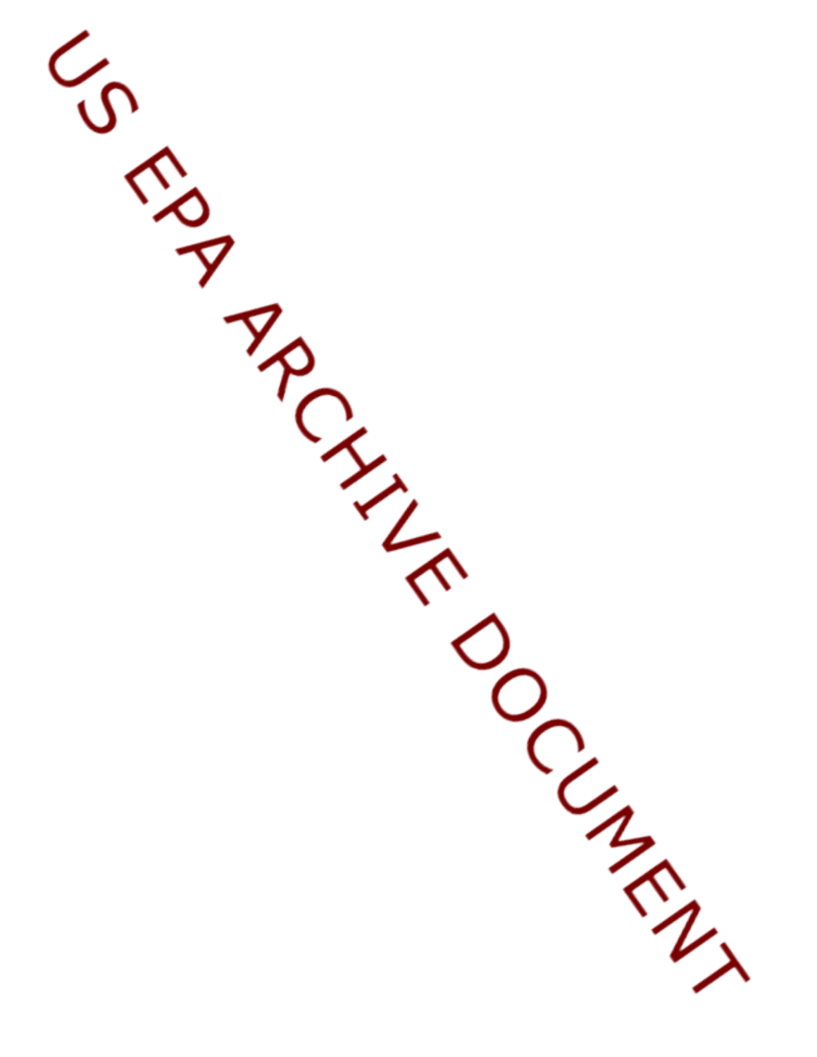US EPA ARCHIVE DOCUMENT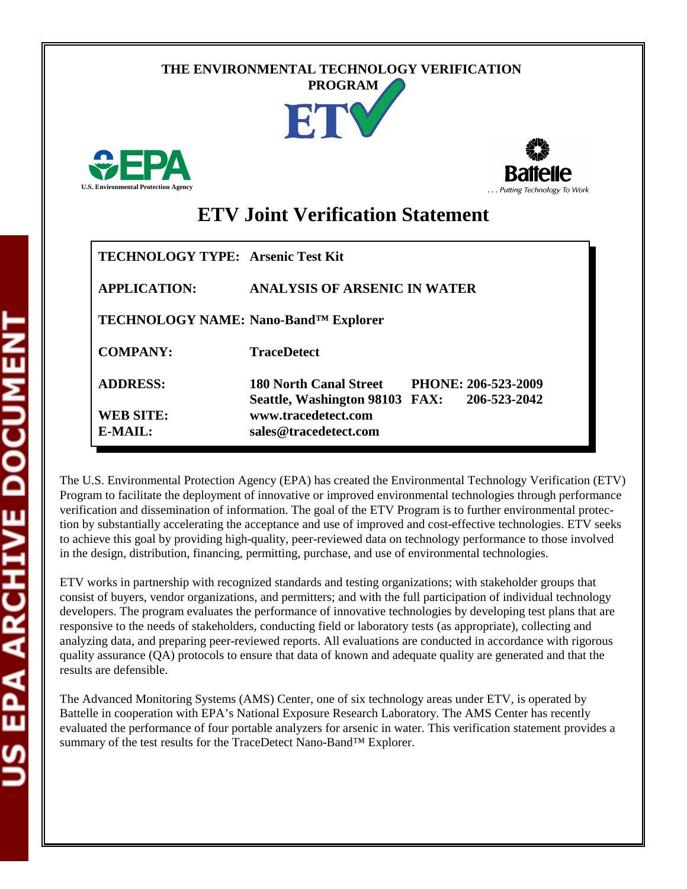THE ENVIRONMENTAL TECHNOLOGY VERIFICATION PROGRAM

ETV

U.S. Environmental Protection Agency

Battelle

. . . Putting Technology To Work

# ETV Joint Verification Statement

| | |
|---|---|
| **TECHNOLOGY TYPE:** | **Arsenic Test Kit** |
| **APPLICATION:** | **ANALYSIS OF ARSENIC IN WATER** |
| **TECHNOLOGY NAME:** | **Nano-Band™ Explorer** |
| **COMPANY:** | **TraceDetect** |
| **ADDRESS:** | **180 North Canal Street<br>Seattle, Washington 98103** |
| **PHONE:** | **206-523-2009** |
| **FAX:** | **206-523-2042** |
| **WEB SITE:** | **www.tracedetect.com** |
| **E-MAIL:** | **sales@tracedetect.com** |

The U.S. Environmental Protection Agency (EPA) has created the Environmental Technology Verification (ETV) Program to facilitate the deployment of innovative or improved environmental technologies through performance verification and dissemination of information. The goal of the ETV Program is to further environmental protection by substantially accelerating the acceptance and use of improved and cost-effective technologies. ETV seeks to achieve this goal by providing high-quality, peer-reviewed data on technology performance to those involved in the design, distribution, financing, permitting, purchase, and use of environmental technologies.

ETV works in partnership with recognized standards and testing organizations; with stakeholder groups that consist of buyers, vendor organizations, and permitters; and with the full participation of individual technology developers. The program evaluates the performance of innovative technologies by developing test plans that are responsive to the needs of stakeholders, conducting field or laboratory tests (as appropriate), collecting and analyzing data, and preparing peer-reviewed reports. All evaluations are conducted in accordance with rigorous quality assurance (QA) protocols to ensure that data of known and adequate quality are generated and that the results are defensible.

The Advanced Monitoring Systems (AMS) Center, one of six technology areas under ETV, is operated by Battelle in cooperation with EPA's National Exposure Research Laboratory. The AMS Center has recently evaluated the performance of four portable analyzers for arsenic in water. This verification statement provides a summary of the test results for the TraceDetect Nano-Band™ Explorer.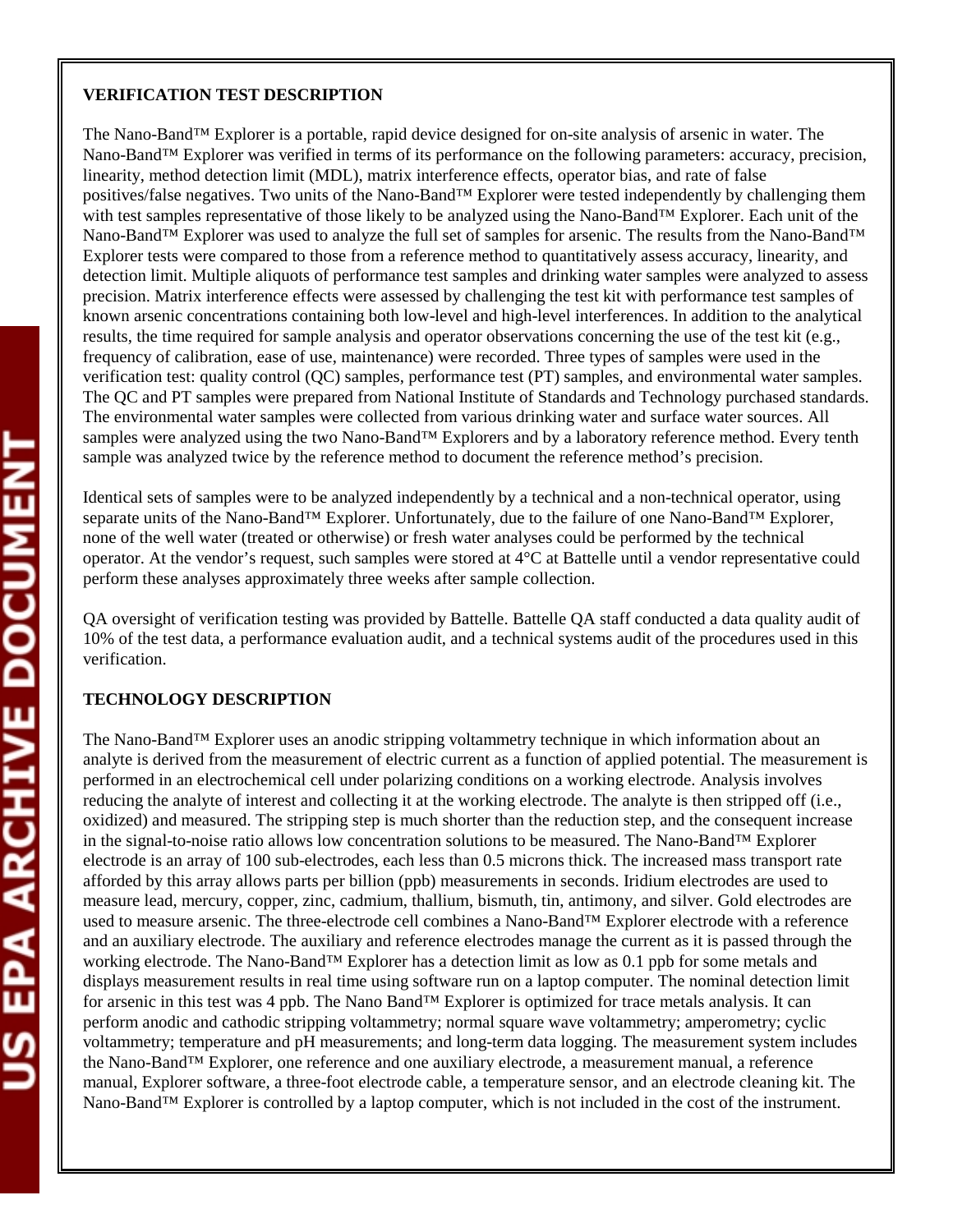## VERIFICATION TEST DESCRIPTION

The Nano-Band™ Explorer is a portable, rapid device designed for on-site analysis of arsenic in water. The Nano-Band™ Explorer was verified in terms of its performance on the following parameters: accuracy, precision, linearity, method detection limit (MDL), matrix interference effects, operator bias, and rate of false positives/false negatives. Two units of the Nano-Band™ Explorer were tested independently by challenging them with test samples representative of those likely to be analyzed using the Nano-Band™ Explorer. Each unit of the Nano-Band™ Explorer was used to analyze the full set of samples for arsenic. The results from the Nano-Band™ Explorer tests were compared to those from a reference method to quantitatively assess accuracy, linearity, and detection limit. Multiple aliquots of performance test samples and drinking water samples were analyzed to assess precision. Matrix interference effects were assessed by challenging the test kit with performance test samples of known arsenic concentrations containing both low-level and high-level interferences. In addition to the analytical results, the time required for sample analysis and operator observations concerning the use of the test kit (e.g., frequency of calibration, ease of use, maintenance) were recorded. Three types of samples were used in the verification test: quality control (QC) samples, performance test (PT) samples, and environmental water samples. The QC and PT samples were prepared from National Institute of Standards and Technology purchased standards. The environmental water samples were collected from various drinking water and surface water sources. All samples were analyzed using the two Nano-Band™ Explorers and by a laboratory reference method. Every tenth sample was analyzed twice by the reference method to document the reference method's precision.

Identical sets of samples were to be analyzed independently by a technical and a non-technical operator, using separate units of the Nano-Band™ Explorer. Unfortunately, due to the failure of one Nano-Band™ Explorer, none of the well water (treated or otherwise) or fresh water analyses could be performed by the technical operator. At the vendor's request, such samples were stored at 4°C at Battelle until a vendor representative could perform these analyses approximately three weeks after sample collection.

QA oversight of verification testing was provided by Battelle. Battelle QA staff conducted a data quality audit of 10% of the test data, a performance evaluation audit, and a technical systems audit of the procedures used in this verification.

## TECHNOLOGY DESCRIPTION

The Nano-Band™ Explorer uses an anodic stripping voltammetry technique in which information about an analyte is derived from the measurement of electric current as a function of applied potential. The measurement is performed in an electrochemical cell under polarizing conditions on a working electrode. Analysis involves reducing the analyte of interest and collecting it at the working electrode. The analyte is then stripped off (i.e., oxidized) and measured. The stripping step is much shorter than the reduction step, and the consequent increase in the signal-to-noise ratio allows low concentration solutions to be measured. The Nano-Band™ Explorer electrode is an array of 100 sub-electrodes, each less than 0.5 microns thick. The increased mass transport rate afforded by this array allows parts per billion (ppb) measurements in seconds. Iridium electrodes are used to measure lead, mercury, copper, zinc, cadmium, thallium, bismuth, tin, antimony, and silver. Gold electrodes are used to measure arsenic. The three-electrode cell combines a Nano-Band™ Explorer electrode with a reference and an auxiliary electrode. The auxiliary and reference electrodes manage the current as it is passed through the working electrode. The Nano-Band™ Explorer has a detection limit as low as 0.1 ppb for some metals and displays measurement results in real time using software run on a laptop computer. The nominal detection limit for arsenic in this test was 4 ppb. The Nano Band™ Explorer is optimized for trace metals analysis. It can perform anodic and cathodic stripping voltammetry; normal square wave voltammetry; amperometry; cyclic voltammetry; temperature and pH measurements; and long-term data logging. The measurement system includes the Nano-Band™ Explorer, one reference and one auxiliary electrode, a measurement manual, a reference manual, Explorer software, a three-foot electrode cable, a temperature sensor, and an electrode cleaning kit. The Nano-Band™ Explorer is controlled by a laptop computer, which is not included in the cost of the instrument.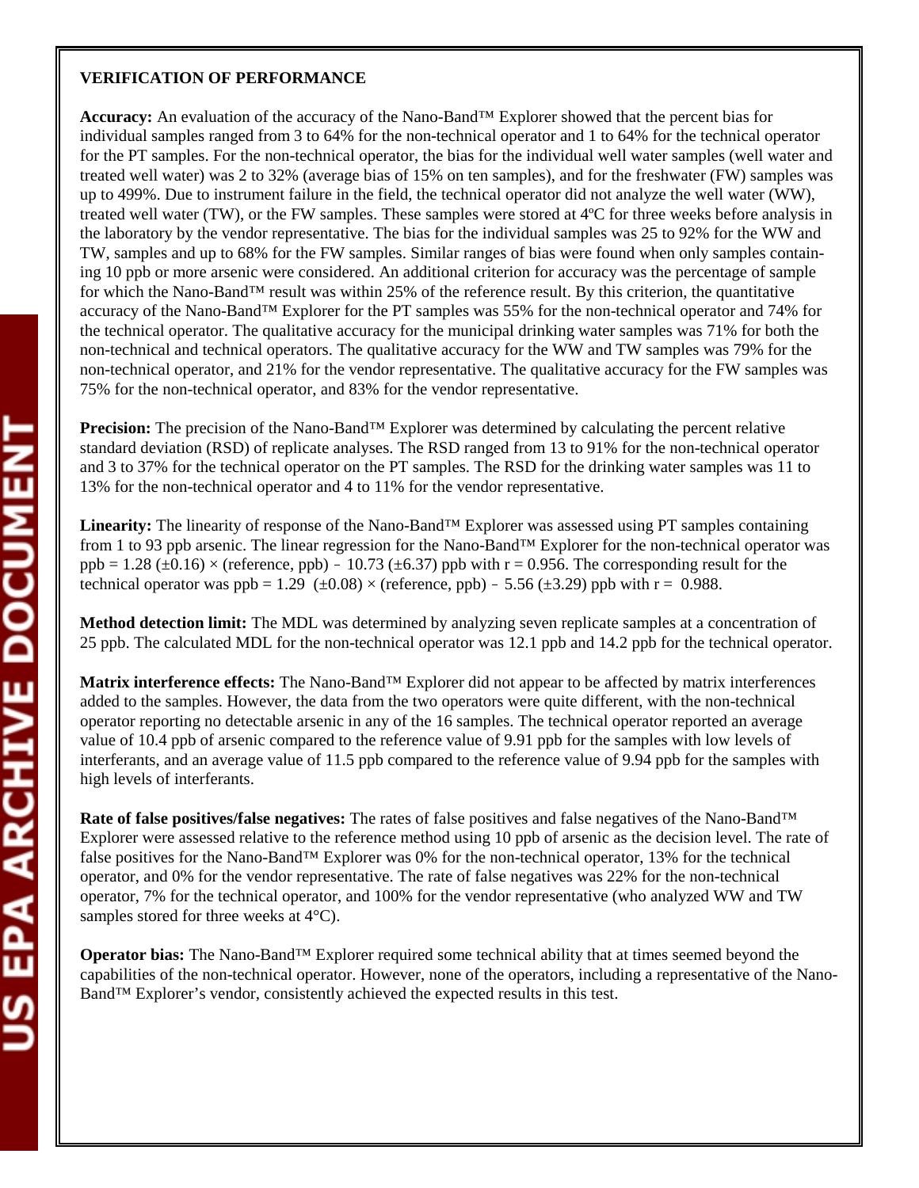**VERIFICATION OF PERFORMANCE**

**Accuracy:** An evaluation of the accuracy of the Nano-Band™ Explorer showed that the percent bias for individual samples ranged from 3 to 64% for the non-technical operator and 1 to 64% for the technical operator for the PT samples. For the non-technical operator, the bias for the individual well water samples (well water and treated well water) was 2 to 32% (average bias of 15% on ten samples), and for the freshwater (FW) samples was up to 499%. Due to instrument failure in the field, the technical operator did not analyze the well water (WW), treated well water (TW), or the FW samples. These samples were stored at 4ºC for three weeks before analysis in the laboratory by the vendor representative. The bias for the individual samples was 25 to 92% for the WW and TW, samples and up to 68% for the FW samples. Similar ranges of bias were found when only samples containing 10 ppb or more arsenic were considered. An additional criterion for accuracy was the percentage of sample for which the Nano-Band™ result was within 25% of the reference result. By this criterion, the quantitative accuracy of the Nano-Band™ Explorer for the PT samples was 55% for the non-technical operator and 74% for the technical operator. The qualitative accuracy for the municipal drinking water samples was 71% for both the non-technical and technical operators. The qualitative accuracy for the WW and TW samples was 79% for the non-technical operator, and 21% for the vendor representative. The qualitative accuracy for the FW samples was 75% for the non-technical operator, and 83% for the vendor representative.

**Precision:** The precision of the Nano-Band™ Explorer was determined by calculating the percent relative standard deviation (RSD) of replicate analyses. The RSD ranged from 13 to 91% for the non-technical operator and 3 to 37% for the technical operator on the PT samples. The RSD for the drinking water samples was 11 to 13% for the non-technical operator and 4 to 11% for the vendor representative.

**Linearity:** The linearity of response of the Nano-Band™ Explorer was assessed using PT samples containing from 1 to 93 ppb arsenic. The linear regression for the Nano-Band™ Explorer for the non-technical operator was ppb = 1.28 (±0.16) × (reference, ppb) - 10.73 (±6.37) ppb with r = 0.956. The corresponding result for the technical operator was ppb = 1.29 (±0.08) × (reference, ppb) - 5.56 (±3.29) ppb with r = 0.988.

**Method detection limit:** The MDL was determined by analyzing seven replicate samples at a concentration of 25 ppb. The calculated MDL for the non-technical operator was 12.1 ppb and 14.2 ppb for the technical operator.

**Matrix interference effects:** The Nano-Band™ Explorer did not appear to be affected by matrix interferences added to the samples. However, the data from the two operators were quite different, with the non-technical operator reporting no detectable arsenic in any of the 16 samples. The technical operator reported an average value of 10.4 ppb of arsenic compared to the reference value of 9.91 ppb for the samples with low levels of interferants, and an average value of 11.5 ppb compared to the reference value of 9.94 ppb for the samples with high levels of interferants.

**Rate of false positives/false negatives:** The rates of false positives and false negatives of the Nano-Band™ Explorer were assessed relative to the reference method using 10 ppb of arsenic as the decision level. The rate of false positives for the Nano-Band™ Explorer was 0% for the non-technical operator, 13% for the technical operator, and 0% for the vendor representative. The rate of false negatives was 22% for the non-technical operator, 7% for the technical operator, and 100% for the vendor representative (who analyzed WW and TW samples stored for three weeks at 4°C).

**Operator bias:** The Nano-Band™ Explorer required some technical ability that at times seemed beyond the capabilities of the non-technical operator. However, none of the operators, including a representative of the Nano-Band™ Explorer's vendor, consistently achieved the expected results in this test.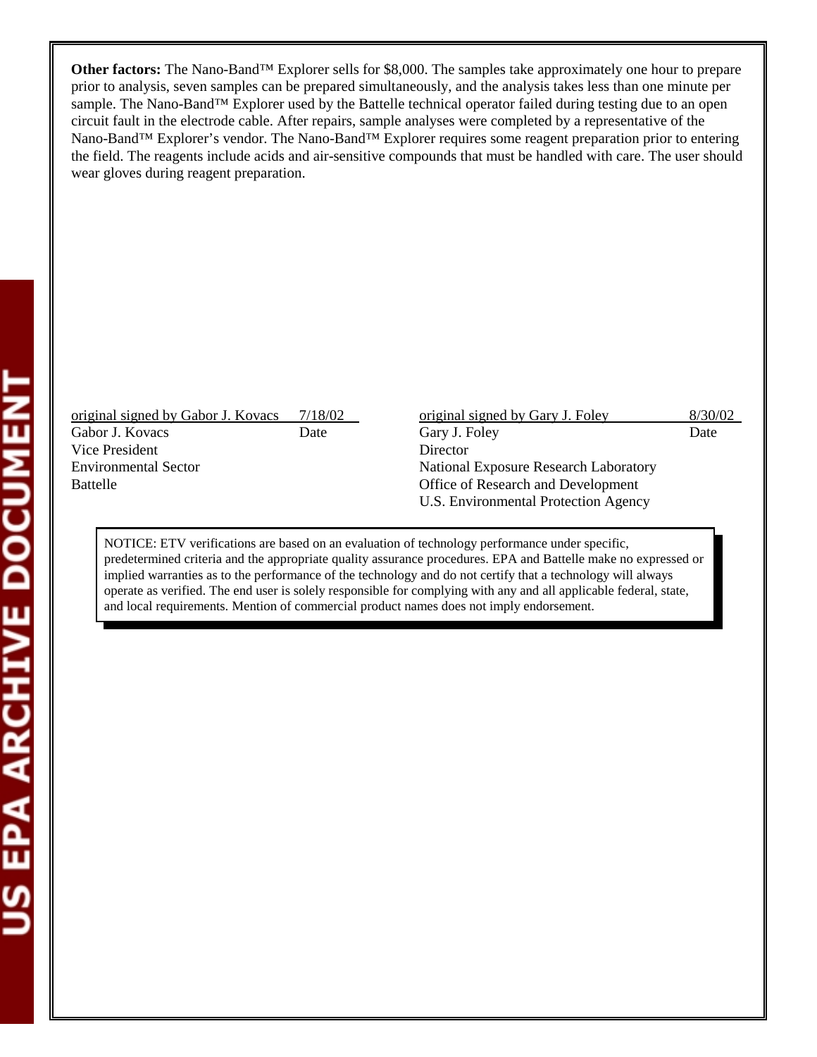**Other factors:** The Nano-Band™ Explorer sells for $8,000. The samples take approximately one hour to prepare prior to analysis, seven samples can be prepared simultaneously, and the analysis takes less than one minute per sample. The Nano-Band™ Explorer used by the Battelle technical operator failed during testing due to an open circuit fault in the electrode cable. After repairs, sample analyses were completed by a representative of the Nano-Band™ Explorer's vendor. The Nano-Band™ Explorer requires some reagent preparation prior to entering the field. The reagents include acids and air-sensitive compounds that must be handled with care. The user should wear gloves during reagent preparation.

original signed by Gabor J. Kovacs 7/18/02
Gabor J. Kovacs Date
Vice President
Environmental Sector
Battelle

original signed by Gary J. Foley 8/30/02
Gary J. Foley Date
Director
National Exposure Research Laboratory
Office of Research and Development
U.S. Environmental Protection Agency

NOTICE: ETV verifications are based on an evaluation of technology performance under specific, predetermined criteria and the appropriate quality assurance procedures. EPA and Battelle make no expressed or implied warranties as to the performance of the technology and do not certify that a technology will always operate as verified. The end user is solely responsible for complying with any and all applicable federal, state, and local requirements. Mention of commercial product names does not imply endorsement.